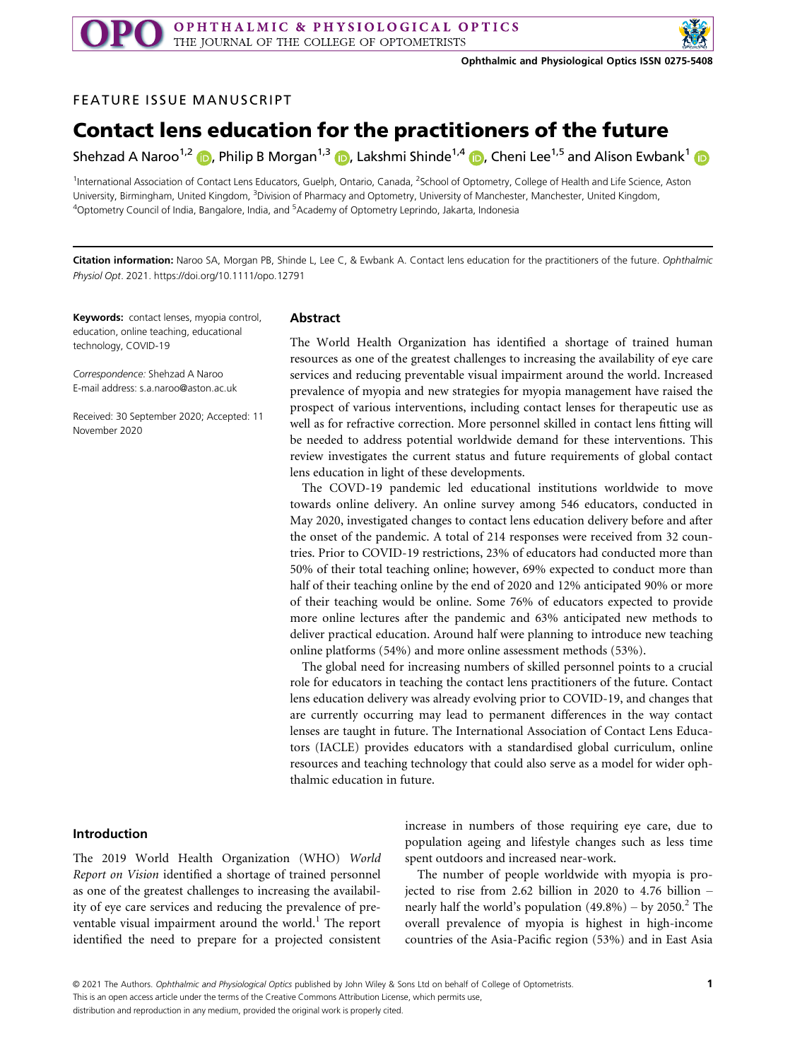FEATURE ISSUE MANUSCRIPT

# Contact lens education for the practitioners of the future

Shehzad A Naroo[1,2], Philip B Morgan[1,3], Lakshmi Shinde[1,4], Cheni Lee[1,5] and Alison Ewbank[1]

[1]International Association of Contact Lens Educators, Guelph, Ontario, Canada, [2]School of Optometry, College of Health and Life Science, Aston University, Birmingham, United Kingdom, [3]Division of Pharmacy and Optometry, University of Manchester, Manchester, United Kingdom, [4]Optometry Council of India, Bangalore, India, and [5]Academy of Optometry Leprindo, Jakarta, Indonesia

**Citation information:** Naroo SA, Morgan PB, Shinde L, Lee C, & Ewbank A. Contact lens education for the practitioners of the future. *Ophthalmic Physiol Opt*. 2021. https://doi.org/10.1111/opo.12791

**Keywords:** contact lenses, myopia control, education, online teaching, educational technology, COVID-19

*Correspondence:* Shehzad A Naroo
E-mail address: s.a.naroo@aston.ac.uk

Received: 30 September 2020; Accepted: 11 November 2020

## Abstract

The World Health Organization has identified a shortage of trained human resources as one of the greatest challenges to increasing the availability of eye care services and reducing preventable visual impairment around the world. Increased prevalence of myopia and new strategies for myopia management have raised the prospect of various interventions, including contact lenses for therapeutic use as well as for refractive correction. More personnel skilled in contact lens fitting will be needed to address potential worldwide demand for these interventions. This review investigates the current status and future requirements of global contact lens education in light of these developments.

The COVID-19 pandemic led educational institutions worldwide to move towards online delivery. An online survey among 546 educators, conducted in May 2020, investigated changes to contact lens education delivery before and after the onset of the pandemic. A total of 214 responses were received from 32 countries. Prior to COVID-19 restrictions, 23% of educators had conducted more than 50% of their total teaching online; however, 69% expected to conduct more than half of their teaching online by the end of 2020 and 12% anticipated 90% or more of their teaching would be online. Some 76% of educators expected to provide more online lectures after the pandemic and 63% anticipated new methods to deliver practical education. Around half were planning to introduce new teaching online platforms (54%) and more online assessment methods (53%).

The global need for increasing numbers of skilled personnel points to a crucial role for educators in teaching the contact lens practitioners of the future. Contact lens education delivery was already evolving prior to COVID-19, and changes that are currently occurring may lead to permanent differences in the way contact lenses are taught in future. The International Association of Contact Lens Educators (IACLE) provides educators with a standardised global curriculum, online resources and teaching technology that could also serve as a model for wider ophthalmic education in future.

## Introduction

The 2019 World Health Organization (WHO) *World Report on Vision* identified a shortage of trained personnel as one of the greatest challenges to increasing the availability of eye care services and reducing the prevalence of preventable visual impairment around the world.[1] The report identified the need to prepare for a projected consistent increase in numbers of those requiring eye care, due to population ageing and lifestyle changes such as less time spent outdoors and increased near-work.

The number of people worldwide with myopia is projected to rise from 2.62 billion in 2020 to 4.76 billion – nearly half the world's population (49.8%) – by 2050.[2] The overall prevalence of myopia is highest in high-income countries of the Asia-Pacific region (53%) and in East Asia

© 2021 The Authors. *Ophthalmic and Physiological Optics* published by John Wiley & Sons Ltd on behalf of College of Optometrists.
This is an open access article under the terms of the Creative Commons Attribution License, which permits use, distribution and reproduction in any medium, provided the original work is properly cited.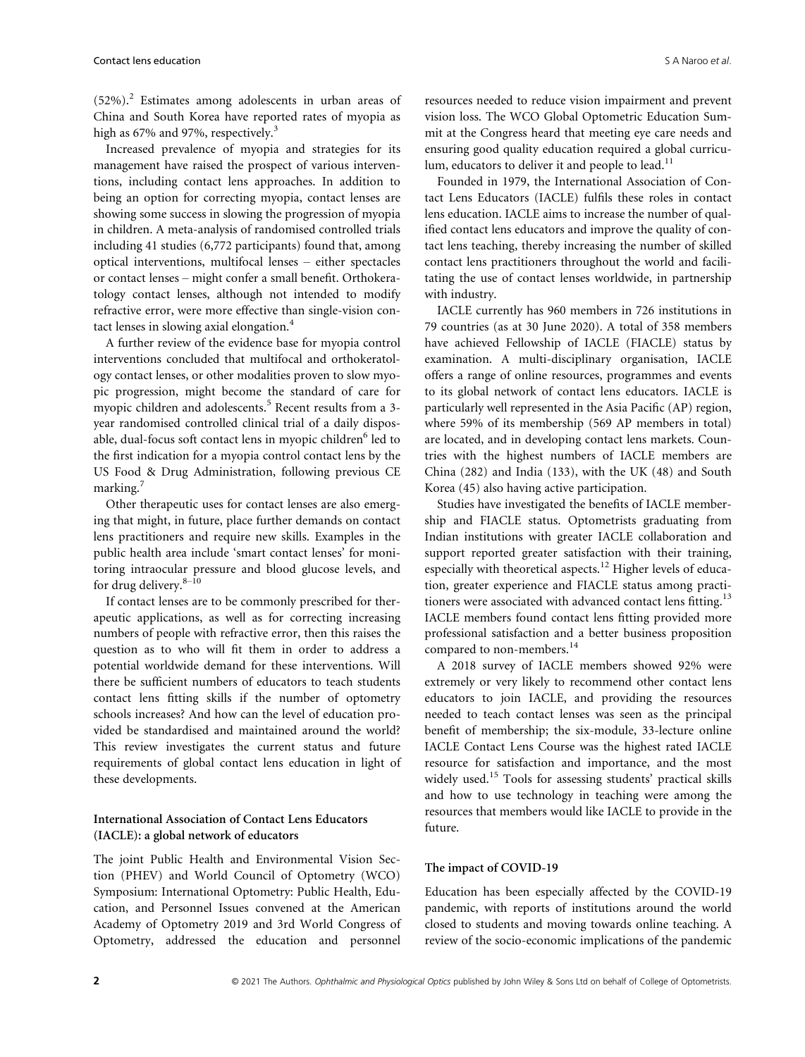(52%).[2] Estimates among adolescents in urban areas of China and South Korea have reported rates of myopia as high as 67% and 97%, respectively.[3]

Increased prevalence of myopia and strategies for its management have raised the prospect of various interventions, including contact lens approaches. In addition to being an option for correcting myopia, contact lenses are showing some success in slowing the progression of myopia in children. A meta-analysis of randomised controlled trials including 41 studies (6,772 participants) found that, among optical interventions, multifocal lenses – either spectacles or contact lenses – might confer a small benefit. Orthokeratology contact lenses, although not intended to modify refractive error, were more effective than single-vision contact lenses in slowing axial elongation.[4]

A further review of the evidence base for myopia control interventions concluded that multifocal and orthokeratology contact lenses, or other modalities proven to slow myopic progression, might become the standard of care for myopic children and adolescents.[5] Recent results from a 3-year randomised controlled clinical trial of a daily disposable, dual-focus soft contact lens in myopic children[6] led to the first indication for a myopia control contact lens by the US Food & Drug Administration, following previous CE marking.[7]

Other therapeutic uses for contact lenses are also emerging that might, in future, place further demands on contact lens practitioners and require new skills. Examples in the public health area include 'smart contact lenses' for monitoring intraocular pressure and blood glucose levels, and for drug delivery.[8–10]

If contact lenses are to be commonly prescribed for therapeutic applications, as well as for correcting increasing numbers of people with refractive error, then this raises the question as to who will fit them in order to address a potential worldwide demand for these interventions. Will there be sufficient numbers of educators to teach students contact lens fitting skills if the number of optometry schools increases? And how can the level of education provided be standardised and maintained around the world? This review investigates the current status and future requirements of global contact lens education in light of these developments.

### International Association of Contact Lens Educators (IACLE): a global network of educators

The joint Public Health and Environmental Vision Section (PHEV) and World Council of Optometry (WCO) Symposium: International Optometry: Public Health, Education, and Personnel Issues convened at the American Academy of Optometry 2019 and 3rd World Congress of Optometry, addressed the education and personnel resources needed to reduce vision impairment and prevent vision loss. The WCO Global Optometric Education Summit at the Congress heard that meeting eye care needs and ensuring good quality education required a global curriculum, educators to deliver it and people to lead.[11]

Founded in 1979, the International Association of Contact Lens Educators (IACLE) fulfils these roles in contact lens education. IACLE aims to increase the number of qualified contact lens educators and improve the quality of contact lens teaching, thereby increasing the number of skilled contact lens practitioners throughout the world and facilitating the use of contact lenses worldwide, in partnership with industry.

IACLE currently has 960 members in 726 institutions in 79 countries (as at 30 June 2020). A total of 358 members have achieved Fellowship of IACLE (FIACLE) status by examination. A multi-disciplinary organisation, IACLE offers a range of online resources, programmes and events to its global network of contact lens educators. IACLE is particularly well represented in the Asia Pacific (AP) region, where 59% of its membership (569 AP members in total) are located, and in developing contact lens markets. Countries with the highest numbers of IACLE members are China (282) and India (133), with the UK (48) and South Korea (45) also having active participation.

Studies have investigated the benefits of IACLE membership and FIACLE status. Optometrists graduating from Indian institutions with greater IACLE collaboration and support reported greater satisfaction with their training, especially with theoretical aspects.[12] Higher levels of education, greater experience and FIACLE status among practitioners were associated with advanced contact lens fitting.[13] IACLE members found contact lens fitting provided more professional satisfaction and a better business proposition compared to non-members.[14]

A 2018 survey of IACLE members showed 92% were extremely or very likely to recommend other contact lens educators to join IACLE, and providing the resources needed to teach contact lenses was seen as the principal benefit of membership; the six-module, 33-lecture online IACLE Contact Lens Course was the highest rated IACLE resource for satisfaction and importance, and the most widely used.[15] Tools for assessing students' practical skills and how to use technology in teaching were among the resources that members would like IACLE to provide in the future.

### The impact of COVID-19

Education has been especially affected by the COVID-19 pandemic, with reports of institutions around the world closed to students and moving towards online teaching. A review of the socio-economic implications of the pandemic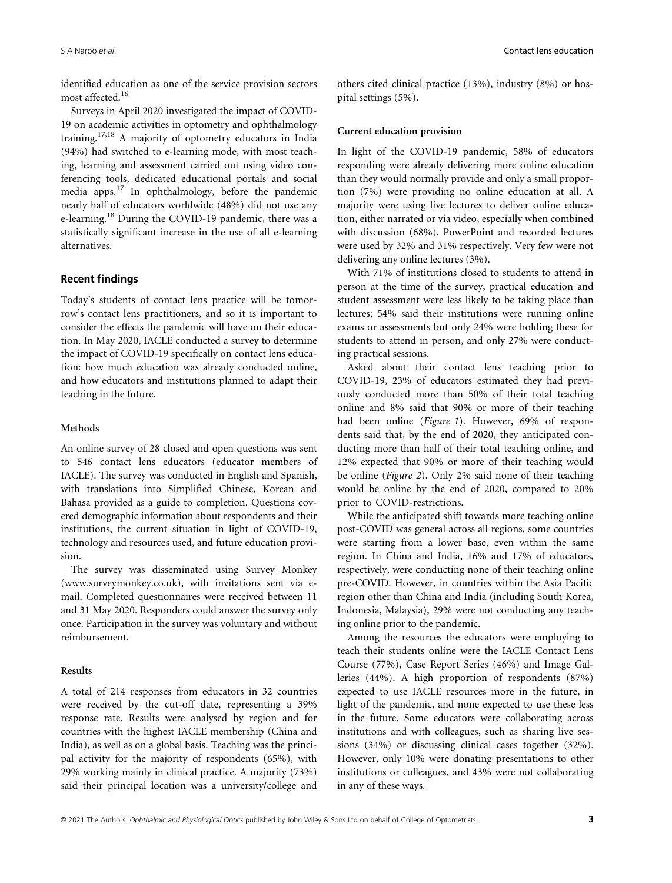identified education as one of the service provision sectors most affected.[16]

Surveys in April 2020 investigated the impact of COVID-19 on academic activities in optometry and ophthalmology training.[17,18] A majority of optometry educators in India (94%) had switched to e-learning mode, with most teaching, learning and assessment carried out using video conferencing tools, dedicated educational portals and social media apps.[17] In ophthalmology, before the pandemic nearly half of educators worldwide (48%) did not use any e-learning.[18] During the COVID-19 pandemic, there was a statistically significant increase in the use of all e-learning alternatives.

## Recent findings

Today's students of contact lens practice will be tomorrow's contact lens practitioners, and so it is important to consider the effects the pandemic will have on their education. In May 2020, IACLE conducted a survey to determine the impact of COVID-19 specifically on contact lens education: how much education was already conducted online, and how educators and institutions planned to adapt their teaching in the future.

### Methods

An online survey of 28 closed and open questions was sent to 546 contact lens educators (educator members of IACLE). The survey was conducted in English and Spanish, with translations into Simplified Chinese, Korean and Bahasa provided as a guide to completion. Questions covered demographic information about respondents and their institutions, the current situation in light of COVID-19, technology and resources used, and future education provision.

The survey was disseminated using Survey Monkey (www.surveymonkey.co.uk), with invitations sent via e-mail. Completed questionnaires were received between 11 and 31 May 2020. Responders could answer the survey only once. Participation in the survey was voluntary and without reimbursement.

### Results

A total of 214 responses from educators in 32 countries were received by the cut-off date, representing a 39% response rate. Results were analysed by region and for countries with the highest IACLE membership (China and India), as well as on a global basis. Teaching was the principal activity for the majority of respondents (65%), with 29% working mainly in clinical practice. A majority (73%) said their principal location was a university/college and others cited clinical practice (13%), industry (8%) or hospital settings (5%).

### Current education provision

In light of the COVID-19 pandemic, 58% of educators responding were already delivering more online education than they would normally provide and only a small proportion (7%) were providing no online education at all. A majority were using live lectures to deliver online education, either narrated or via video, especially when combined with discussion (68%). PowerPoint and recorded lectures were used by 32% and 31% respectively. Very few were not delivering any online lectures (3%).

With 71% of institutions closed to students to attend in person at the time of the survey, practical education and student assessment were less likely to be taking place than lectures; 54% said their institutions were running online exams or assessments but only 24% were holding these for students to attend in person, and only 27% were conducting practical sessions.

Asked about their contact lens teaching prior to COVID-19, 23% of educators estimated they had previously conducted more than 50% of their total teaching online and 8% said that 90% or more of their teaching had been online (*Figure 1*). However, 69% of respondents said that, by the end of 2020, they anticipated conducting more than half of their total teaching online, and 12% expected that 90% or more of their teaching would be online (*Figure 2*). Only 2% said none of their teaching would be online by the end of 2020, compared to 20% prior to COVID-restrictions.

While the anticipated shift towards more teaching online post-COVID was general across all regions, some countries were starting from a lower base, even within the same region. In China and India, 16% and 17% of educators, respectively, were conducting none of their teaching online pre-COVID. However, in countries within the Asia Pacific region other than China and India (including South Korea, Indonesia, Malaysia), 29% were not conducting any teaching online prior to the pandemic.

Among the resources the educators were employing to teach their students online were the IACLE Contact Lens Course (77%), Case Report Series (46%) and Image Galleries (44%). A high proportion of respondents (87%) expected to use IACLE resources more in the future, in light of the pandemic, and none expected to use these less in the future. Some educators were collaborating across institutions and with colleagues, such as sharing live sessions (34%) or discussing clinical cases together (32%). However, only 10% were donating presentations to other institutions or colleagues, and 43% were not collaborating in any of these ways.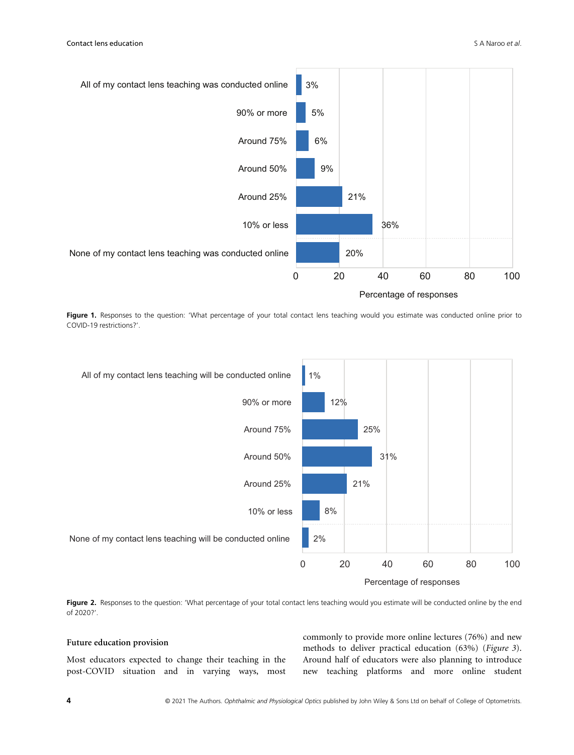Figure 1. Responses to the question: 'What percentage of your total contact lens teaching would you estimate was conducted online prior to COVID-19 restrictions?'.

Figure 2. Responses to the question: 'What percentage of your total contact lens teaching would you estimate will be conducted online by the end of 2020?'.

## Future education provision

Most educators expected to change their teaching in the post-COVID situation and in varying ways, most commonly to provide more online lectures (76%) and new methods to deliver practical education (63%) (*Figure 3*). Around half of educators were also planning to introduce new teaching platforms and more online student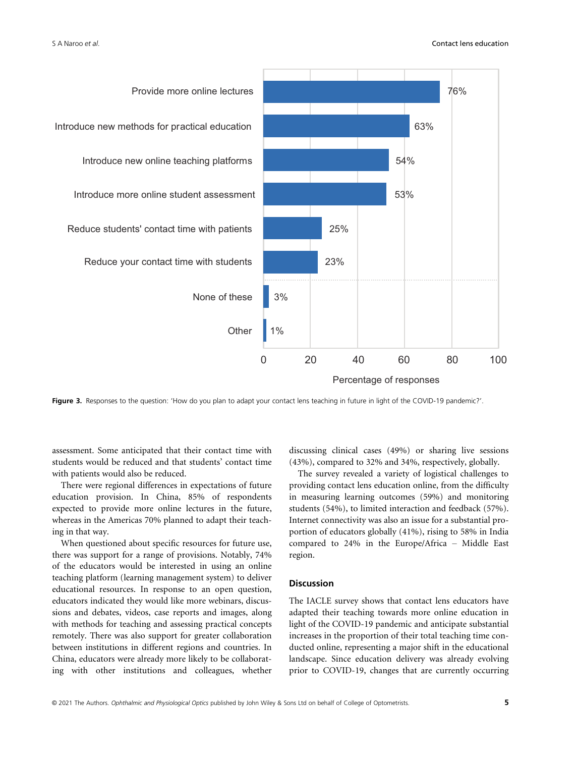**Figure 3.** Responses to the question: 'How do you plan to adapt your contact lens teaching in future in light of the COVID-19 pandemic?'.

assessment. Some anticipated that their contact time with students would be reduced and that students' contact time with patients would also be reduced.

There were regional differences in expectations of future education provision. In China, 85% of respondents expected to provide more online lectures in the future, whereas in the Americas 70% planned to adapt their teaching in that way.

When questioned about specific resources for future use, there was support for a range of provisions. Notably, 74% of the educators would be interested in using an online teaching platform (learning management system) to deliver educational resources. In response to an open question, educators indicated they would like more webinars, discussions and debates, videos, case reports and images, along with methods for teaching and assessing practical concepts remotely. There was also support for greater collaboration between institutions in different regions and countries. In China, educators were already more likely to be collaborating with other institutions and colleagues, whether discussing clinical cases (49%) or sharing live sessions (43%), compared to 32% and 34%, respectively, globally.

The survey revealed a variety of logistical challenges to providing contact lens education online, from the difficulty in measuring learning outcomes (59%) and monitoring students (54%), to limited interaction and feedback (57%). Internet connectivity was also an issue for a substantial proportion of educators globally (41%), rising to 58% in India compared to 24% in the Europe/Africa – Middle East region.

## Discussion

The IACLE survey shows that contact lens educators have adapted their teaching towards more online education in light of the COVID-19 pandemic and anticipate substantial increases in the proportion of their total teaching time conducted online, representing a major shift in the educational landscape. Since education delivery was already evolving prior to COVID-19, changes that are currently occurring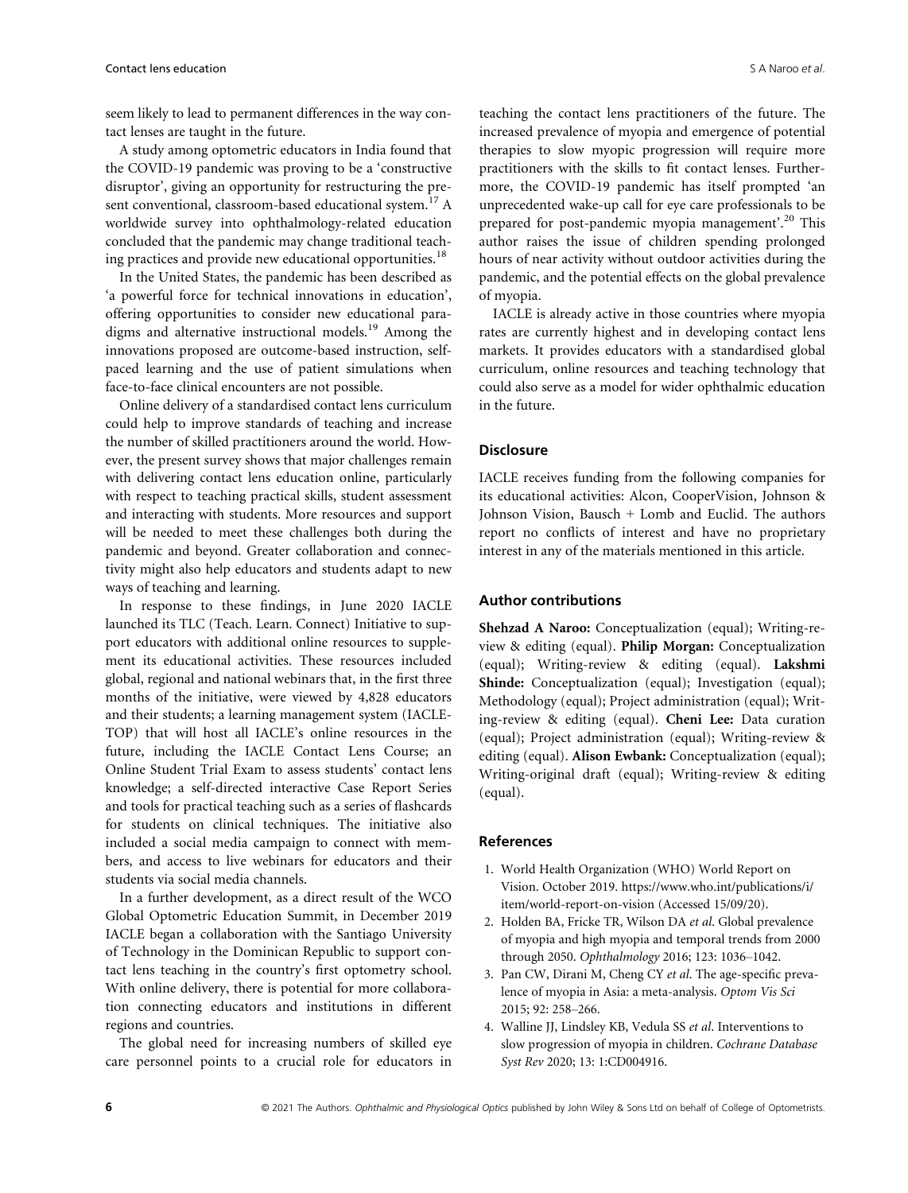seem likely to lead to permanent differences in the way contact lenses are taught in the future.

A study among optometric educators in India found that the COVID-19 pandemic was proving to be a 'constructive disruptor', giving an opportunity for restructuring the present conventional, classroom-based educational system.[17] A worldwide survey into ophthalmology-related education concluded that the pandemic may change traditional teaching practices and provide new educational opportunities.[18]

In the United States, the pandemic has been described as 'a powerful force for technical innovations in education', offering opportunities to consider new educational paradigms and alternative instructional models.[19] Among the innovations proposed are outcome-based instruction, self-paced learning and the use of patient simulations when face-to-face clinical encounters are not possible.

Online delivery of a standardised contact lens curriculum could help to improve standards of teaching and increase the number of skilled practitioners around the world. However, the present survey shows that major challenges remain with delivering contact lens education online, particularly with respect to teaching practical skills, student assessment and interacting with students. More resources and support will be needed to meet these challenges both during the pandemic and beyond. Greater collaboration and connectivity might also help educators and students adapt to new ways of teaching and learning.

In response to these findings, in June 2020 IACLE launched its TLC (Teach. Learn. Connect) Initiative to support educators with additional online resources to supplement its educational activities. These resources included global, regional and national webinars that, in the first three months of the initiative, were viewed by 4,828 educators and their students; a learning management system (IACLE-TOP) that will host all IACLE's online resources in the future, including the IACLE Contact Lens Course; an Online Student Trial Exam to assess students' contact lens knowledge; a self-directed interactive Case Report Series and tools for practical teaching such as a series of flashcards for students on clinical techniques. The initiative also included a social media campaign to connect with members, and access to live webinars for educators and their students via social media channels.

In a further development, as a direct result of the WCO Global Optometric Education Summit, in December 2019 IACLE began a collaboration with the Santiago University of Technology in the Dominican Republic to support contact lens teaching in the country's first optometry school. With online delivery, there is potential for more collaboration connecting educators and institutions in different regions and countries.

The global need for increasing numbers of skilled eye care personnel points to a crucial role for educators in teaching the contact lens practitioners of the future. The increased prevalence of myopia and emergence of potential therapies to slow myopic progression will require more practitioners with the skills to fit contact lenses. Furthermore, the COVID-19 pandemic has itself prompted 'an unprecedented wake-up call for eye care professionals to be prepared for post-pandemic myopia management'.[20] This author raises the issue of children spending prolonged hours of near activity without outdoor activities during the pandemic, and the potential effects on the global prevalence of myopia.

IACLE is already active in those countries where myopia rates are currently highest and in developing contact lens markets. It provides educators with a standardised global curriculum, online resources and teaching technology that could also serve as a model for wider ophthalmic education in the future.

## Disclosure

IACLE receives funding from the following companies for its educational activities: Alcon, CooperVision, Johnson & Johnson Vision, Bausch + Lomb and Euclid. The authors report no conflicts of interest and have no proprietary interest in any of the materials mentioned in this article.

## Author contributions

**Shehzad A Naroo:** Conceptualization (equal); Writing-review & editing (equal). **Philip Morgan:** Conceptualization (equal); Writing-review & editing (equal). **Lakshmi Shinde:** Conceptualization (equal); Investigation (equal); Methodology (equal); Project administration (equal); Writing-review & editing (equal). **Cheni Lee:** Data curation (equal); Project administration (equal); Writing-review & editing (equal). **Alison Ewbank:** Conceptualization (equal); Writing-original draft (equal); Writing-review & editing (equal).

## References

1. World Health Organization (WHO) World Report on Vision. October 2019. https://www.who.int/publications/i/item/world-report-on-vision (Accessed 15/09/20).
2. Holden BA, Fricke TR, Wilson DA *et al*. Global prevalence of myopia and high myopia and temporal trends from 2000 through 2050. *Ophthalmology* 2016; 123: 1036–1042.
3. Pan CW, Dirani M, Cheng CY *et al*. The age-specific prevalence of myopia in Asia: a meta-analysis. *Optom Vis Sci* 2015; 92: 258–266.
4. Walline JJ, Lindsley KB, Vedula SS *et al*. Interventions to slow progression of myopia in children. *Cochrane Database Syst Rev* 2020; 13: 1:CD004916.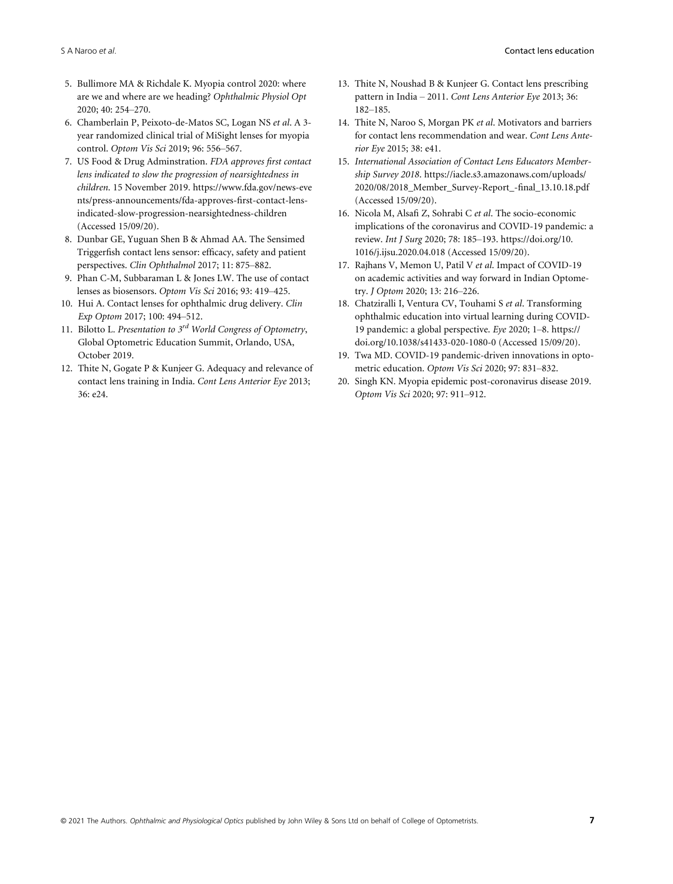5. Bullimore MA & Richdale K. Myopia control 2020: where are we and where are we heading? *Ophthalmic Physiol Opt* 2020; 40: 254–270.
6. Chamberlain P, Peixoto-de-Matos SC, Logan NS *et al*. A 3-year randomized clinical trial of MiSight lenses for myopia control. *Optom Vis Sci* 2019; 96: 556–567.
7. US Food & Drug Adminstration. *FDA approves first contact lens indicated to slow the progression of nearsightedness in children*. 15 November 2019. https://www.fda.gov/news-events/press-announcements/fda-approves-first-contact-lens-indicated-slow-progression-nearsightedness-children (Accessed 15/09/20).
8. Dunbar GE, Yuguan Shen B & Ahmad AA. The Sensimed Triggerfish contact lens sensor: efficacy, safety and patient perspectives. *Clin Ophthalmol* 2017; 11: 875–882.
9. Phan C-M, Subbaraman L & Jones LW. The use of contact lenses as biosensors. *Optom Vis Sci* 2016; 93: 419–425.
10. Hui A. Contact lenses for ophthalmic drug delivery. *Clin Exp Optom* 2017; 100: 494–512.
11. Bilotto L. *Presentation to 3rd World Congress of Optometry*, Global Optometric Education Summit, Orlando, USA, October 2019.
12. Thite N, Gogate P & Kunjeer G. Adequacy and relevance of contact lens training in India. *Cont Lens Anterior Eye* 2013; 36: e24.
13. Thite N, Noushad B & Kunjeer G. Contact lens prescribing pattern in India – 2011. *Cont Lens Anterior Eye* 2013; 36: 182–185.
14. Thite N, Naroo S, Morgan PK *et al*. Motivators and barriers for contact lens recommendation and wear. *Cont Lens Anterior Eye* 2015; 38: e41.
15. *International Association of Contact Lens Educators Membership Survey 2018*. https://iacle.s3.amazonaws.com/uploads/2020/08/2018_Member_Survey-Report_-final_13.10.18.pdf (Accessed 15/09/20).
16. Nicola M, Alsafi Z, Sohrabi C *et al*. The socio-economic implications of the coronavirus and COVID-19 pandemic: a review. *Int J Surg* 2020; 78: 185–193. https://doi.org/10.1016/j.ijsu.2020.04.018 (Accessed 15/09/20).
17. Rajhans V, Memon U, Patil V *et al*. Impact of COVID-19 on academic activities and way forward in Indian Optometry. *J Optom* 2020; 13: 216–226.
18. Chatziralli I, Ventura CV, Touhami S *et al*. Transforming ophthalmic education into virtual learning during COVID-19 pandemic: a global perspective. *Eye* 2020; 1–8. https://doi.org/10.1038/s41433-020-1080-0 (Accessed 15/09/20).
19. Twa MD. COVID-19 pandemic-driven innovations in optometric education. *Optom Vis Sci* 2020; 97: 831–832.
20. Singh KN. Myopia epidemic post-coronavirus disease 2019. *Optom Vis Sci* 2020; 97: 911–912.

© 2021 The Authors. *Ophthalmic and Physiological Optics* published by John Wiley & Sons Ltd on behalf of College of Optometrists.